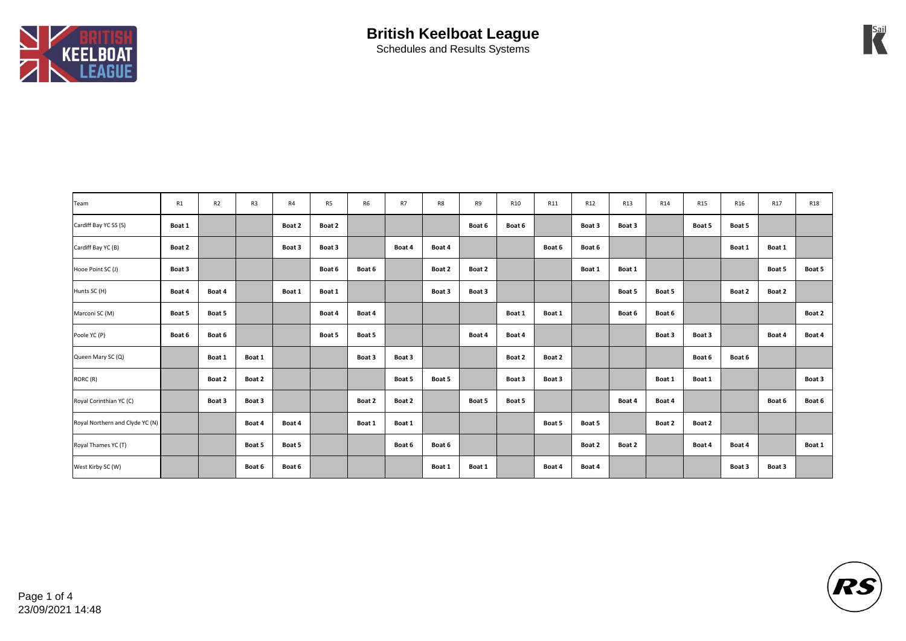# British Keelboat League

Schedules and Results Systems

| Team | R1 | R2 | R3 | R4 | R5 | R6 | R7 | R8 | R9 | R10 | R11 | R12 | R13 | R14 | R15 | R16 | R17 | R18 |
|---|---|---|---|---|---|---|---|---|---|---|---|---|---|---|---|---|---|---|
| Cardiff Bay YC SS (S) | **Boat 1** | | | **Boat 2** | **Boat 2** | | | | **Boat 6** | **Boat 6** | | **Boat 3** | **Boat 3** | | **Boat 5** | **Boat 5** | | |
| Cardiff Bay YC (B) | **Boat 2** | | | **Boat 3** | **Boat 3** | | **Boat 4** | **Boat 4** | | | **Boat 6** | **Boat 6** | | | | **Boat 1** | **Boat 1** | |
| Hooe Point SC (J) | **Boat 3** | | | | **Boat 6** | **Boat 6** | | **Boat 2** | **Boat 2** | | | **Boat 1** | **Boat 1** | | | | **Boat 5** | **Boat 5** |
| Hunts SC (H) | **Boat 4** | **Boat 4** | | **Boat 1** | **Boat 1** | | | **Boat 3** | **Boat 3** | | | | **Boat 5** | **Boat 5** | | **Boat 2** | **Boat 2** | |
| Marconi SC (M) | **Boat 5** | **Boat 5** | | | **Boat 4** | **Boat 4** | | | | **Boat 1** | **Boat 1** | | **Boat 6** | **Boat 6** | | | | **Boat 2** |
| Poole YC (P) | **Boat 6** | **Boat 6** | | | **Boat 5** | **Boat 5** | | | **Boat 4** | **Boat 4** | | | | **Boat 3** | **Boat 3** | | **Boat 4** | **Boat 4** |
| Queen Mary SC (Q) | | **Boat 1** | **Boat 1** | | | **Boat 3** | **Boat 3** | | | **Boat 2** | **Boat 2** | | | | **Boat 6** | **Boat 6** | | |
| RORC (R) | | **Boat 2** | **Boat 2** | | | | **Boat 5** | **Boat 5** | | **Boat 3** | **Boat 3** | | | **Boat 1** | **Boat 1** | | | **Boat 3** |
| Royal Corinthian YC (C) | | **Boat 3** | **Boat 3** | | | **Boat 2** | **Boat 2** | | **Boat 5** | **Boat 5** | | | **Boat 4** | **Boat 4** | | | **Boat 6** | **Boat 6** |
| Royal Northern and Clyde YC (N) | | | **Boat 4** | **Boat 4** | | **Boat 1** | **Boat 1** | | | | **Boat 5** | **Boat 5** | | **Boat 2** | **Boat 2** | | | |
| Royal Thames YC (T) | | | **Boat 5** | **Boat 5** | | | **Boat 6** | **Boat 6** | | | | **Boat 2** | **Boat 2** | | **Boat 4** | **Boat 4** | | **Boat 1** |
| West Kirby SC (W) | | | **Boat 6** | **Boat 6** | | | | **Boat 1** | **Boat 1** | | **Boat 4** | **Boat 4** | | | | **Boat 3** | **Boat 3** | |

23/09/2021 14:48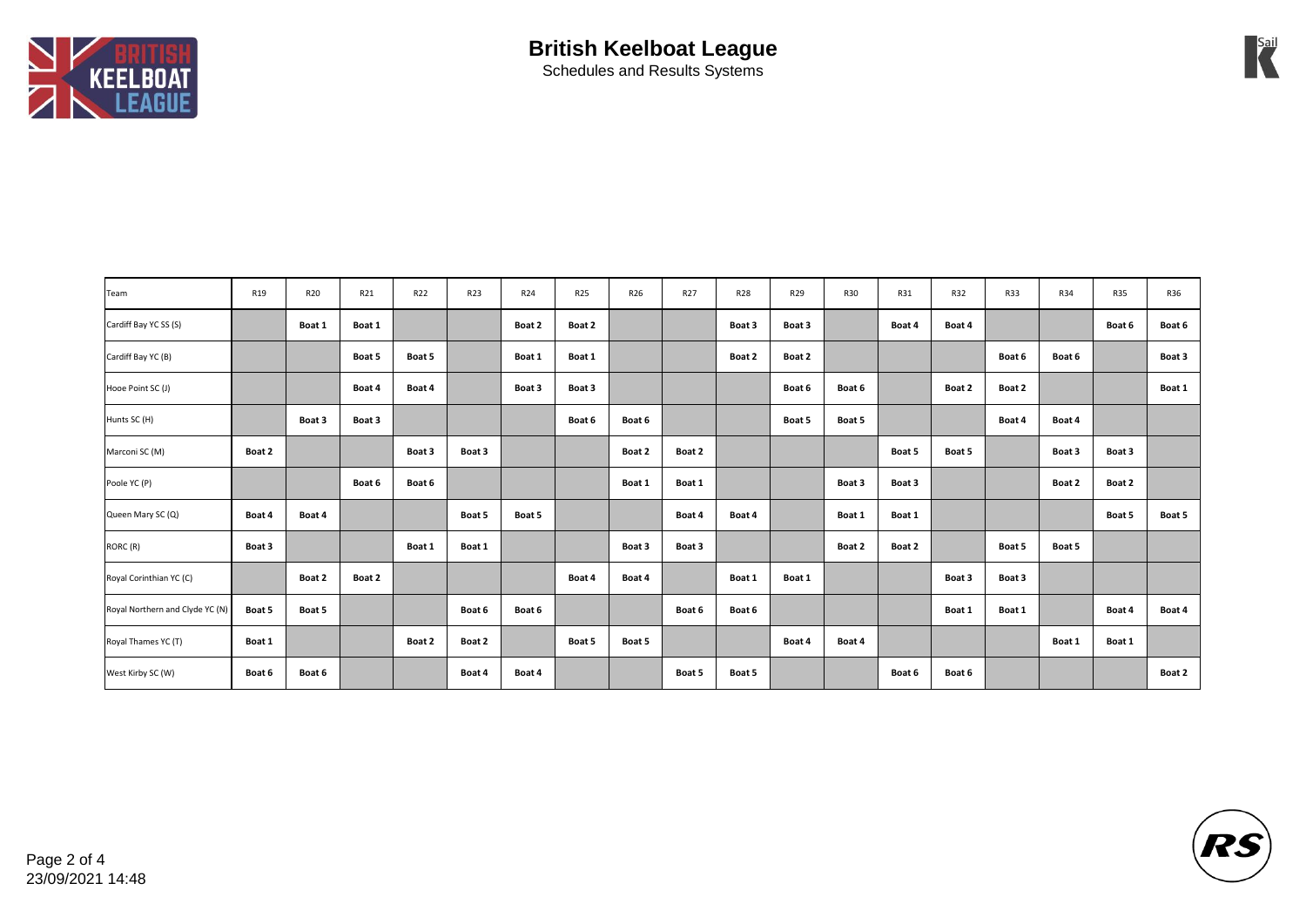# British Keelboat League

Schedules and Results Systems

| Team | R19 | R20 | R21 | R22 | R23 | R24 | R25 | R26 | R27 | R28 | R29 | R30 | R31 | R32 | R33 | R34 | R35 | R36 |
|---|---|---|---|---|---|---|---|---|---|---|---|---|---|---|---|---|---|---|
| Cardiff Bay YC SS (S) | | **Boat 1** | **Boat 1** | | | **Boat 2** | **Boat 2** | | | **Boat 3** | **Boat 3** | | **Boat 4** | **Boat 4** | | | **Boat 6** | **Boat 6** |
| Cardiff Bay YC (B) | | | **Boat 5** | **Boat 5** | | **Boat 1** | **Boat 1** | | | **Boat 2** | **Boat 2** | | | | **Boat 6** | **Boat 6** | | **Boat 3** |
| Hooe Point SC (J) | | | **Boat 4** | **Boat 4** | | **Boat 3** | **Boat 3** | | | | **Boat 6** | **Boat 6** | | **Boat 2** | **Boat 2** | | | **Boat 1** |
| Hunts SC (H) | | **Boat 3** | **Boat 3** | | | | **Boat 6** | **Boat 6** | | | **Boat 5** | **Boat 5** | | | **Boat 4** | **Boat 4** | | |
| Marconi SC (M) | **Boat 2** | | | **Boat 3** | **Boat 3** | | | **Boat 2** | **Boat 2** | | | | **Boat 5** | **Boat 5** | | **Boat 3** | **Boat 3** | |
| Poole YC (P) | | | **Boat 6** | **Boat 6** | | | | **Boat 1** | **Boat 1** | | | **Boat 3** | **Boat 3** | | | **Boat 2** | **Boat 2** | |
| Queen Mary SC (Q) | **Boat 4** | **Boat 4** | | | **Boat 5** | **Boat 5** | | | **Boat 4** | **Boat 4** | | **Boat 1** | **Boat 1** | | | | **Boat 5** | **Boat 5** |
| RORC (R) | **Boat 3** | | | **Boat 1** | **Boat 1** | | | **Boat 3** | **Boat 3** | | | **Boat 2** | **Boat 2** | | **Boat 5** | **Boat 5** | | |
| Royal Corinthian YC (C) | | **Boat 2** | **Boat 2** | | | | **Boat 4** | **Boat 4** | | **Boat 1** | **Boat 1** | | | **Boat 3** | **Boat 3** | | | |
| Royal Northern and Clyde YC (N) | **Boat 5** | **Boat 5** | | | **Boat 6** | **Boat 6** | | | **Boat 6** | **Boat 6** | | | | **Boat 1** | **Boat 1** | | **Boat 4** | **Boat 4** |
| Royal Thames YC (T) | **Boat 1** | | | **Boat 2** | **Boat 2** | | **Boat 5** | **Boat 5** | | | **Boat 4** | **Boat 4** | | | | **Boat 1** | **Boat 1** | |
| West Kirby SC (W) | **Boat 6** | **Boat 6** | | | **Boat 4** | **Boat 4** | | | **Boat 5** | **Boat 5** | | | **Boat 6** | **Boat 6** | | | | **Boat 2** |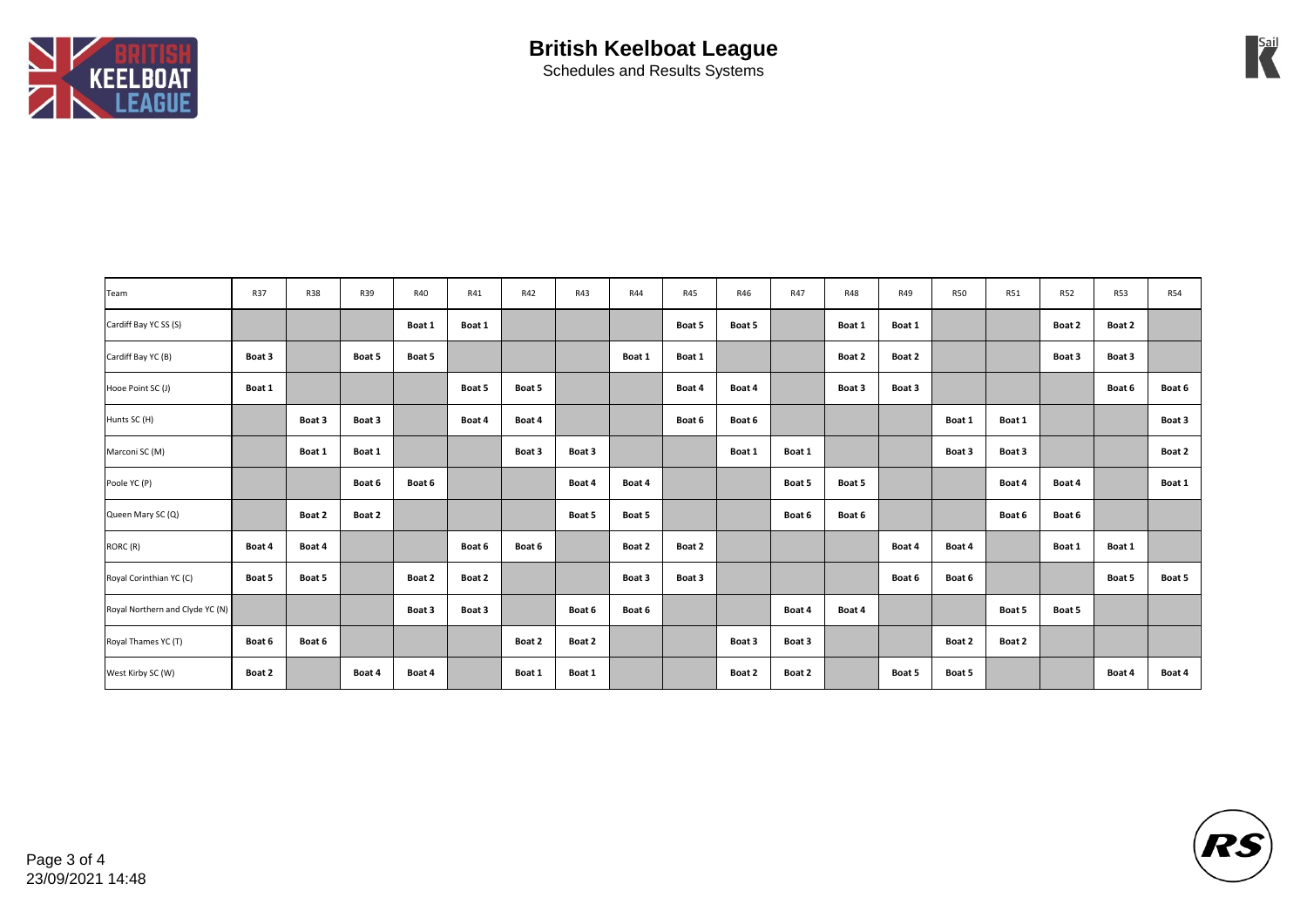# British Keelboat League

Schedules and Results Systems

| Team | R37 | R38 | R39 | R40 | R41 | R42 | R43 | R44 | R45 | R46 | R47 | R48 | R49 | R50 | R51 | R52 | R53 | R54 |
|---|---|---|---|---|---|---|---|---|---|---|---|---|---|---|---|---|---|---|
| Cardiff Bay YC SS (S) | | | | **Boat 1** | **Boat 1** | | | | **Boat 5** | **Boat 5** | | **Boat 1** | **Boat 1** | | | **Boat 2** | **Boat 2** | |
| Cardiff Bay YC (B) | **Boat 3** | | **Boat 5** | **Boat 5** | | | | **Boat 1** | **Boat 1** | | | **Boat 2** | **Boat 2** | | | **Boat 3** | **Boat 3** | |
| Hooe Point SC (J) | **Boat 1** | | | | **Boat 5** | **Boat 5** | | | **Boat 4** | **Boat 4** | | **Boat 3** | **Boat 3** | | | | **Boat 6** | **Boat 6** |
| Hunts SC (H) | | **Boat 3** | **Boat 3** | | **Boat 4** | **Boat 4** | | | **Boat 6** | **Boat 6** | | | | **Boat 1** | **Boat 1** | | | **Boat 3** |
| Marconi SC (M) | | **Boat 1** | **Boat 1** | | | **Boat 3** | **Boat 3** | | | **Boat 1** | **Boat 1** | | | **Boat 3** | **Boat 3** | | | **Boat 2** |
| Poole YC (P) | | | **Boat 6** | **Boat 6** | | | **Boat 4** | **Boat 4** | | | **Boat 5** | **Boat 5** | | | **Boat 4** | **Boat 4** | | **Boat 1** |
| Queen Mary SC (Q) | | **Boat 2** | **Boat 2** | | | | **Boat 5** | **Boat 5** | | | **Boat 6** | **Boat 6** | | | **Boat 6** | **Boat 6** | | |
| RORC (R) | **Boat 4** | **Boat 4** | | | **Boat 6** | **Boat 6** | | **Boat 2** | **Boat 2** | | | | **Boat 4** | **Boat 4** | | **Boat 1** | **Boat 1** | |
| Royal Corinthian YC (C) | **Boat 5** | **Boat 5** | | **Boat 2** | **Boat 2** | | | **Boat 3** | **Boat 3** | | | | **Boat 6** | **Boat 6** | | | **Boat 5** | **Boat 5** |
| Royal Northern and Clyde YC (N) | | | | **Boat 3** | **Boat 3** | | **Boat 6** | **Boat 6** | | | **Boat 4** | **Boat 4** | | | **Boat 5** | **Boat 5** | | |
| Royal Thames YC (T) | **Boat 6** | **Boat 6** | | | | **Boat 2** | **Boat 2** | | | **Boat 3** | **Boat 3** | | | **Boat 2** | **Boat 2** | | | |
| West Kirby SC (W) | **Boat 2** | | **Boat 4** | **Boat 4** | | **Boat 1** | **Boat 1** | | | **Boat 2** | **Boat 2** | | **Boat 5** | **Boat 5** | | | **Boat 4** | **Boat 4** |

23/09/2021 14:48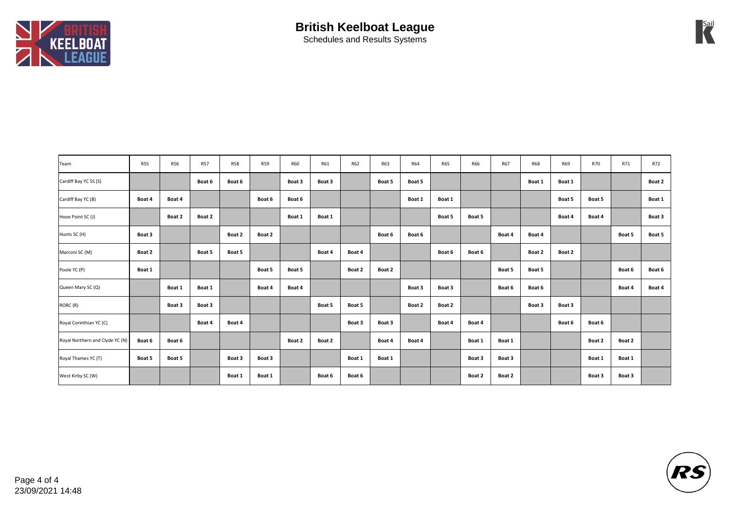# British Keelboat League

Schedules and Results Systems

| Team | R55 | R56 | R57 | R58 | R59 | R60 | R61 | R62 | R63 | R64 | R65 | R66 | R67 | R68 | R69 | R70 | R71 | R72 |
|---|---|---|---|---|---|---|---|---|---|---|---|---|---|---|---|---|---|---|
| Cardiff Bay YC SS (S) | | | **Boat 6** | **Boat 6** | | **Boat 3** | **Boat 3** | | **Boat 5** | **Boat 5** | | | | **Boat 1** | **Boat 1** | | | **Boat 2** |
| Cardiff Bay YC (B) | **Boat 4** | **Boat 4** | | | **Boat 6** | **Boat 6** | | | | **Boat 1** | **Boat 1** | | | | **Boat 5** | **Boat 5** | | **Boat 1** |
| Hooe Point SC (J) | | **Boat 2** | **Boat 2** | | | **Boat 1** | **Boat 1** | | | | **Boat 5** | **Boat 5** | | | **Boat 4** | **Boat 4** | | **Boat 3** |
| Hunts SC (H) | **Boat 3** | | | **Boat 2** | **Boat 2** | | | | **Boat 6** | **Boat 6** | | | **Boat 4** | **Boat 4** | | | **Boat 5** | **Boat 5** |
| Marconi SC (M) | **Boat 2** | | **Boat 5** | **Boat 5** | | | **Boat 4** | **Boat 4** | | | **Boat 6** | **Boat 6** | | **Boat 2** | **Boat 2** | | | |
| Poole YC (P) | **Boat 1** | | | | **Boat 5** | **Boat 5** | | **Boat 2** | **Boat 2** | | | | **Boat 5** | **Boat 5** | | | **Boat 6** | **Boat 6** |
| Queen Mary SC (Q) | | **Boat 1** | **Boat 1** | | **Boat 4** | **Boat 4** | | | | **Boat 3** | **Boat 3** | | **Boat 6** | **Boat 6** | | | **Boat 4** | **Boat 4** |
| RORC (R) | | **Boat 3** | **Boat 3** | | | | **Boat 5** | **Boat 5** | | **Boat 2** | **Boat 2** | | | **Boat 3** | **Boat 3** | | | |
| Royal Corinthian YC (C) | | | **Boat 4** | **Boat 4** | | | | **Boat 3** | **Boat 3** | | **Boat 4** | **Boat 4** | | | **Boat 6** | **Boat 6** | | |
| Royal Northern and Clyde YC (N) | **Boat 6** | **Boat 6** | | | | **Boat 2** | **Boat 2** | | **Boat 4** | **Boat 4** | | **Boat 1** | **Boat 1** | | | **Boat 2** | **Boat 2** | |
| Royal Thames YC (T) | **Boat 5** | **Boat 5** | | **Boat 3** | **Boat 3** | | | **Boat 1** | **Boat 1** | | | **Boat 3** | **Boat 3** | | | **Boat 1** | **Boat 1** | |
| West Kirby SC (W) | | | | **Boat 1** | **Boat 1** | | **Boat 6** | **Boat 6** | | | | **Boat 2** | **Boat 2** | | | **Boat 3** | **Boat 3** | |

23/09/2021 14:48